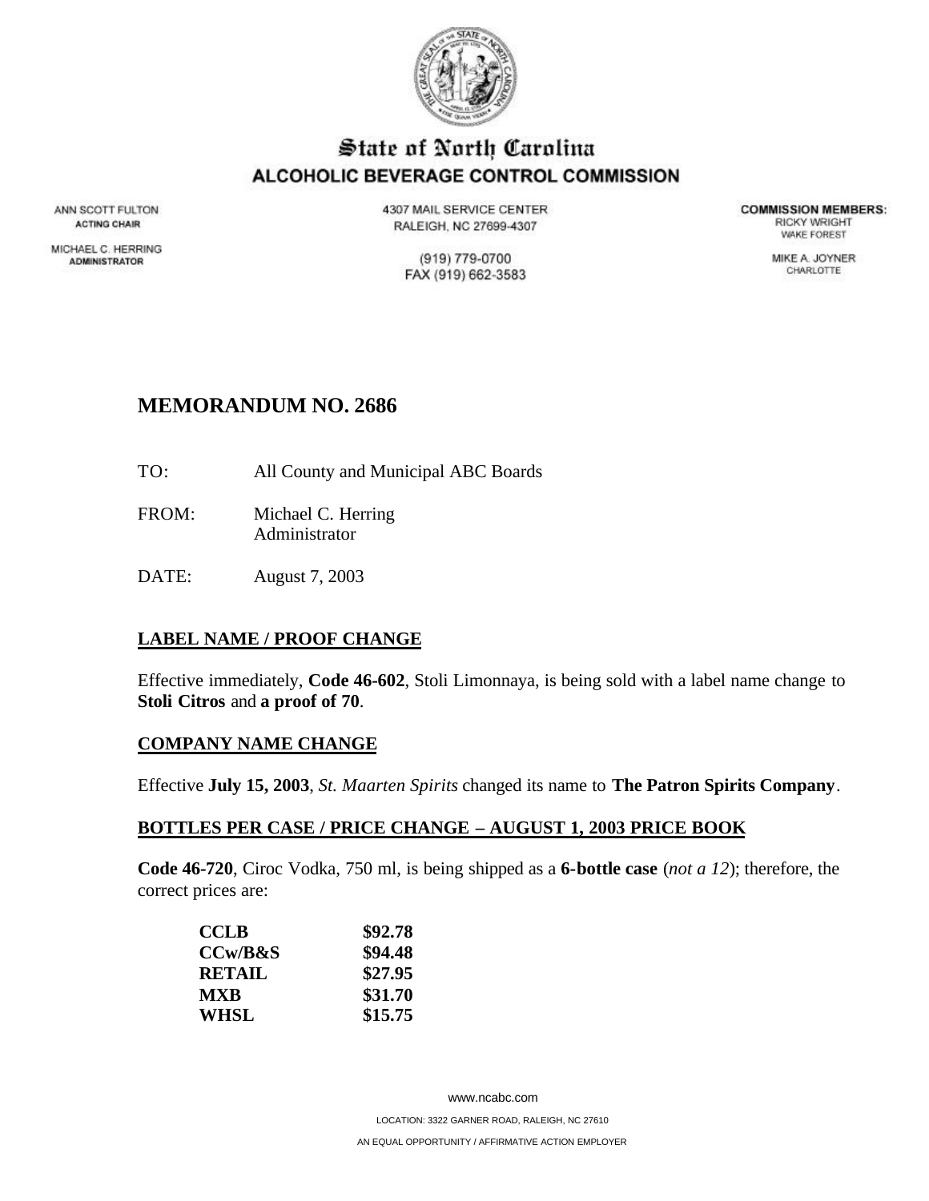# State of North Carolina
## ALCOHOLIC BEVERAGE CONTROL COMMISSION

ANN SCOTT FULTON
**ACTING CHAIR**

MICHAEL C. HERRING
**ADMINISTRATOR**

4307 MAIL SERVICE CENTER
RALEIGH, NC 27699-4307

(919) 779-0700
FAX (919) 662-3583

**COMMISSION MEMBERS:**
RICKY WRIGHT
WAKE FOREST

MIKE A. JOYNER
CHARLOTTE

## MEMORANDUM NO. 2686

TO: All County and Municipal ABC Boards

FROM: Michael C. Herring
Administrator

DATE: August 7, 2003

### LABEL NAME / PROOF CHANGE

Effective immediately, **Code 46-602**, Stoli Limonnaya, is being sold with a label name change to **Stoli Citros** and **a proof of 70**.

### COMPANY NAME CHANGE

Effective **July 15, 2003**, *St. Maarten Spirits* changed its name to **The Patron Spirits Company**.

### BOTTLES PER CASE / PRICE CHANGE – AUGUST 1, 2003 PRICE BOOK

**Code 46-720**, Ciroc Vodka, 750 ml, is being shipped as a **6-bottle case** (*not a 12*); therefore, the correct prices are:

| | |
|---|---|
| **CCLB** | **$92.78** |
| **CCw/B&S** | **$94.48** |
| **RETAIL** | **$27.95** |
| **MXB** | **$31.70** |
| **WHSL** | **$15.75** |

www.ncabc.com

LOCATION: 3322 GARNER ROAD, RALEIGH, NC 27610

AN EQUAL OPPORTUNITY / AFFIRMATIVE ACTION EMPLOYER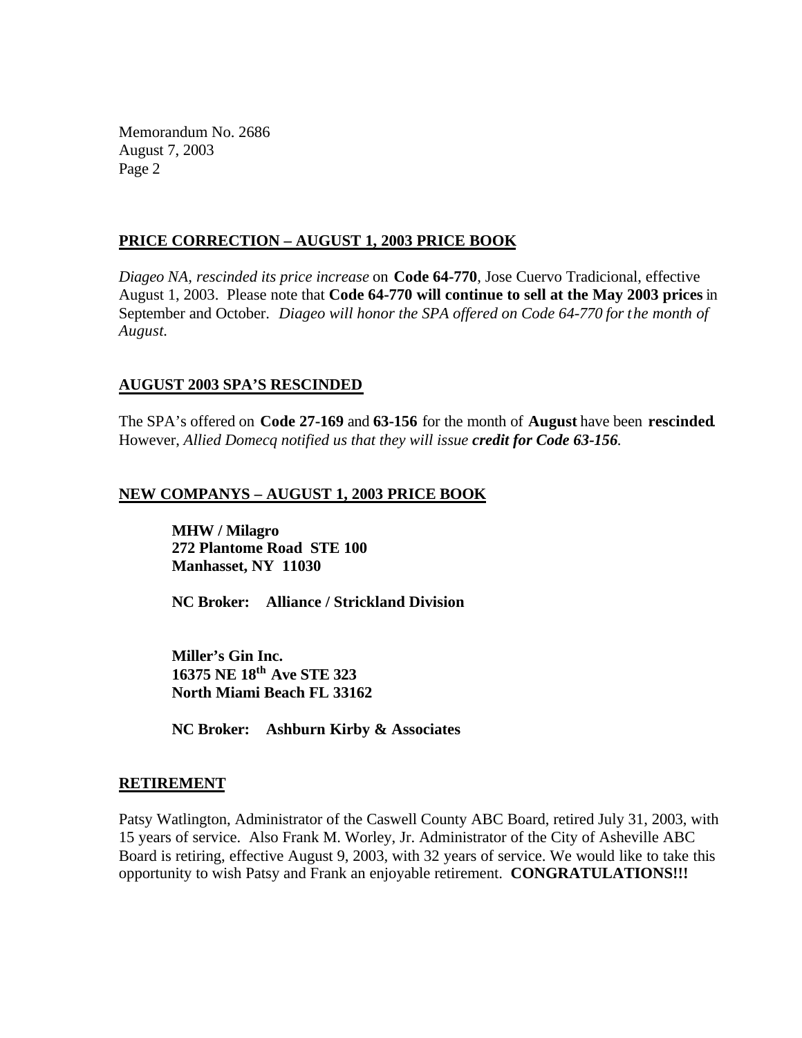Memorandum No. 2686
August 7, 2003
Page 2

## PRICE CORRECTION – AUGUST 1, 2003 PRICE BOOK

*Diageo NA, rescinded its price increase* on **Code 64-770**, Jose Cuervo Tradicional, effective August 1, 2003. Please note that **Code 64-770 will continue to sell at the May 2003 prices** in September and October. *Diageo will honor the SPA offered on Code 64-770 for the month of August.*

## AUGUST 2003 SPA'S RESCINDED

The SPA's offered on **Code 27-169** and **63-156** for the month of **August** have been **rescinded**. However, *Allied Domecq notified us that they will issue **credit for Code 63-156**.*

## NEW COMPANYS – AUGUST 1, 2003 PRICE BOOK

**MHW / Milagro**
**272 Plantome Road STE 100**
**Manhasset, NY 11030**

**NC Broker: Alliance / Strickland Division**

**Miller's Gin Inc.**
**16375 NE 18th Ave STE 323**
**North Miami Beach FL 33162**

**NC Broker: Ashburn Kirby & Associates**

## RETIREMENT

Patsy Watlington, Administrator of the Caswell County ABC Board, retired July 31, 2003, with 15 years of service. Also Frank M. Worley, Jr. Administrator of the City of Asheville ABC Board is retiring, effective August 9, 2003, with 32 years of service. We would like to take this opportunity to wish Patsy and Frank an enjoyable retirement. **CONGRATULATIONS!!!**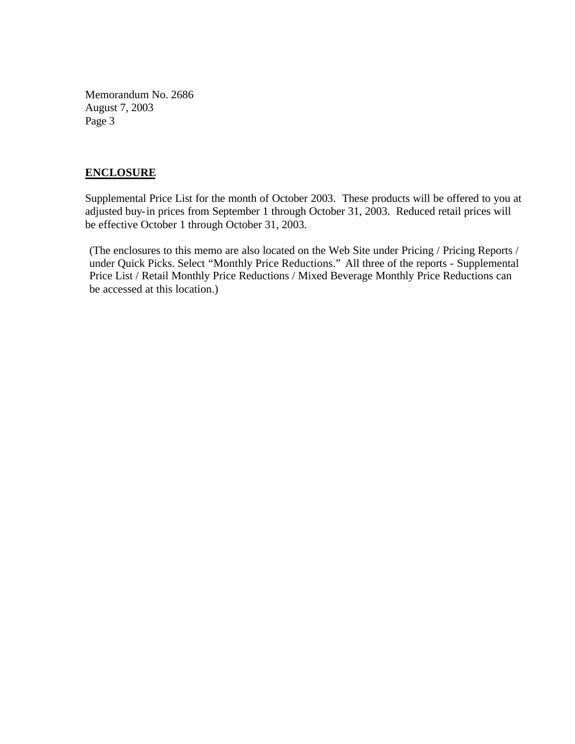**ENCLOSURE**

Supplemental Price List for the month of October 2003. These products will be offered to you at adjusted buy-in prices from September 1 through October 31, 2003. Reduced retail prices will be effective October 1 through October 31, 2003.

(The enclosures to this memo are also located on the Web Site under Pricing / Pricing Reports / under Quick Picks. Select "Monthly Price Reductions." All three of the reports - Supplemental Price List / Retail Monthly Price Reductions / Mixed Beverage Monthly Price Reductions can be accessed at this location.)